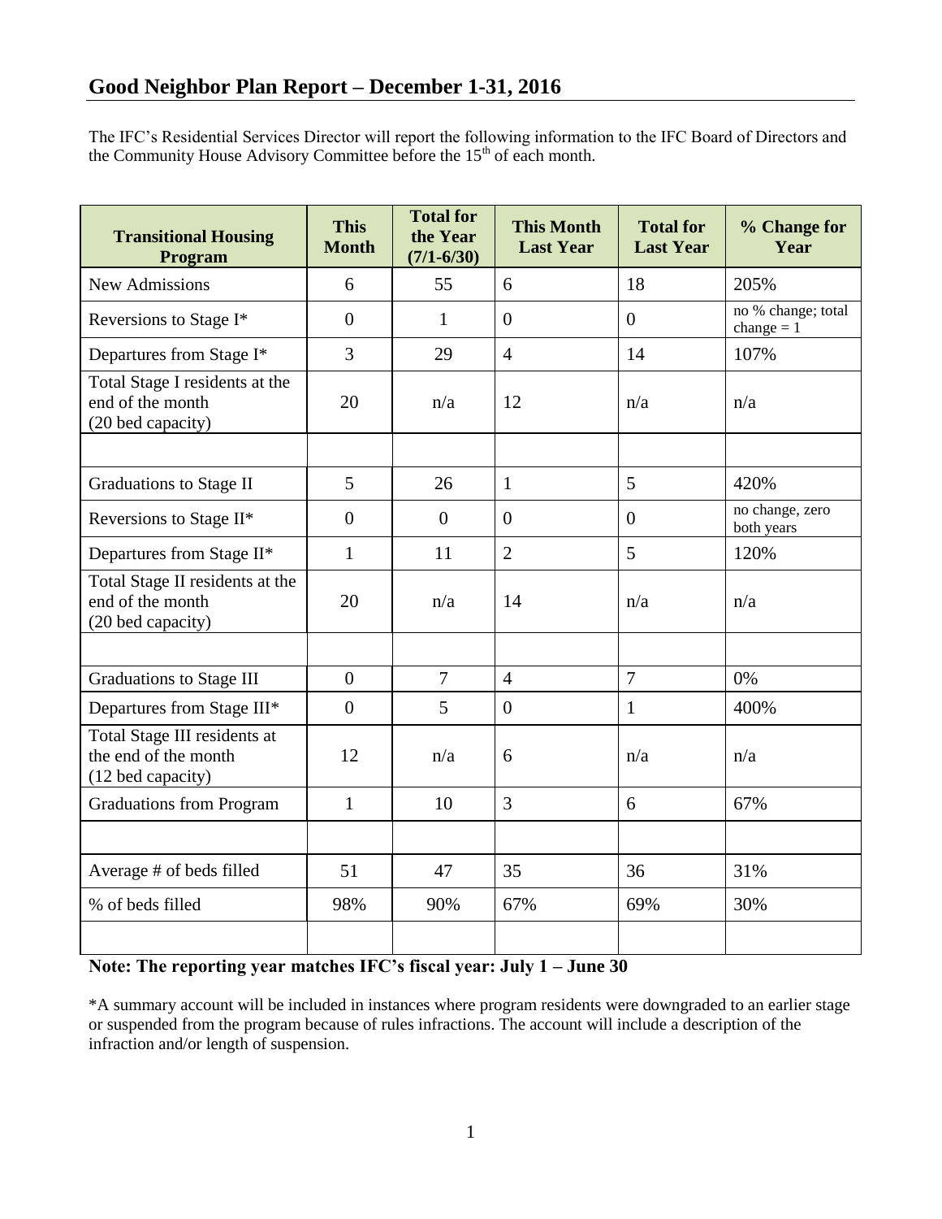# Good Neighbor Plan Report – December 1-31, 2016

The IFC's Residential Services Director will report the following information to the IFC Board of Directors and the Community House Advisory Committee before the 15th of each month.

| Transitional Housing Program | This Month | Total for the Year (7/1-6/30) | This Month Last Year | Total for Last Year | % Change for Year |
|---|---|---|---|---|---|
| New Admissions | 6 | 55 | 6 | 18 | 205% |
| Reversions to Stage I* | 0 | 1 | 0 | 0 | no % change; total change = 1 |
| Departures from Stage I* | 3 | 29 | 4 | 14 | 107% |
| Total Stage I residents at the end of the month (20 bed capacity) | 20 | n/a | 12 | n/a | n/a |
| | | | | | |
| Graduations to Stage II | 5 | 26 | 1 | 5 | 420% |
| Reversions to Stage II* | 0 | 0 | 0 | 0 | no change, zero both years |
| Departures from Stage II* | 1 | 11 | 2 | 5 | 120% |
| Total Stage II residents at the end of the month (20 bed capacity) | 20 | n/a | 14 | n/a | n/a |
| | | | | | |
| Graduations to Stage III | 0 | 7 | 4 | 7 | 0% |
| Departures from Stage III* | 0 | 5 | 0 | 1 | 400% |
| Total Stage III residents at the end of the month (12 bed capacity) | 12 | n/a | 6 | n/a | n/a |
| Graduations from Program | 1 | 10 | 3 | 6 | 67% |
| | | | | | |
| Average # of beds filled | 51 | 47 | 35 | 36 | 31% |
| % of beds filled | 98% | 90% | 67% | 69% | 30% |
| | | | | | |

**Note: The reporting year matches IFC's fiscal year: July 1 – June 30**

*A summary account will be included in instances where program residents were downgraded to an earlier stage or suspended from the program because of rules infractions. The account will include a description of the infraction and/or length of suspension.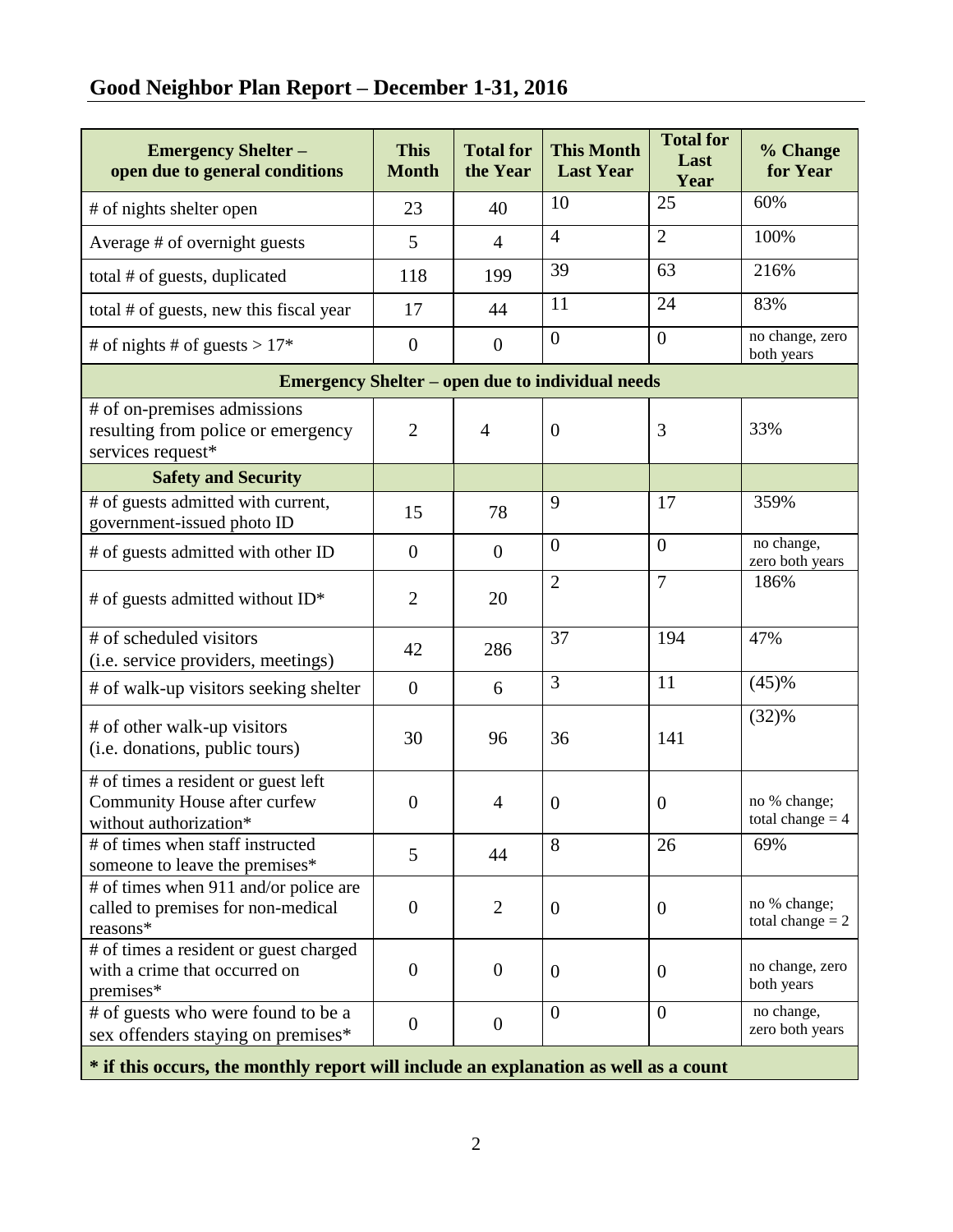## Good Neighbor Plan Report – December 1-31, 2016

| Emergency Shelter – open due to general conditions | This Month | Total for the Year | This Month Last Year | Total for Last Year | % Change for Year |
|---|---|---|---|---|---|
| # of nights shelter open | 23 | 40 | 10 | 25 | 60% |
| Average # of overnight guests | 5 | 4 | 4 | 2 | 100% |
| total # of guests, duplicated | 118 | 199 | 39 | 63 | 216% |
| total # of guests, new this fiscal year | 17 | 44 | 11 | 24 | 83% |
| # of nights # of guests > 17* | 0 | 0 | 0 | 0 | no change, zero both years |
| **Emergency Shelter – open due to individual needs** | | | | | |
| # of on-premises admissions resulting from police or emergency services request* | 2 | 4 | 0 | 3 | 33% |
| **Safety and Security** | | | | | |
| # of guests admitted with current, government-issued photo ID | 15 | 78 | 9 | 17 | 359% |
| # of guests admitted with other ID | 0 | 0 | 0 | 0 | no change, zero both years |
| # of guests admitted without ID* | 2 | 20 | 2 | 7 | 186% |
| # of scheduled visitors (i.e. service providers, meetings) | 42 | 286 | 37 | 194 | 47% |
| # of walk-up visitors seeking shelter | 0 | 6 | 3 | 11 | (45)% |
| # of other walk-up visitors (i.e. donations, public tours) | 30 | 96 | 36 | 141 | (32)% |
| # of times a resident or guest left Community House after curfew without authorization* | 0 | 4 | 0 | 0 | no % change; total change = 4 |
| # of times when staff instructed someone to leave the premises* | 5 | 44 | 8 | 26 | 69% |
| # of times when 911 and/or police are called to premises for non-medical reasons* | 0 | 2 | 0 | 0 | no % change; total change = 2 |
| # of times a resident or guest charged with a crime that occurred on premises* | 0 | 0 | 0 | 0 | no change, zero both years |
| # of guests who were found to be a sex offenders staying on premises* | 0 | 0 | 0 | 0 | no change, zero both years |

**\* if this occurs, the monthly report will include an explanation as well as a count**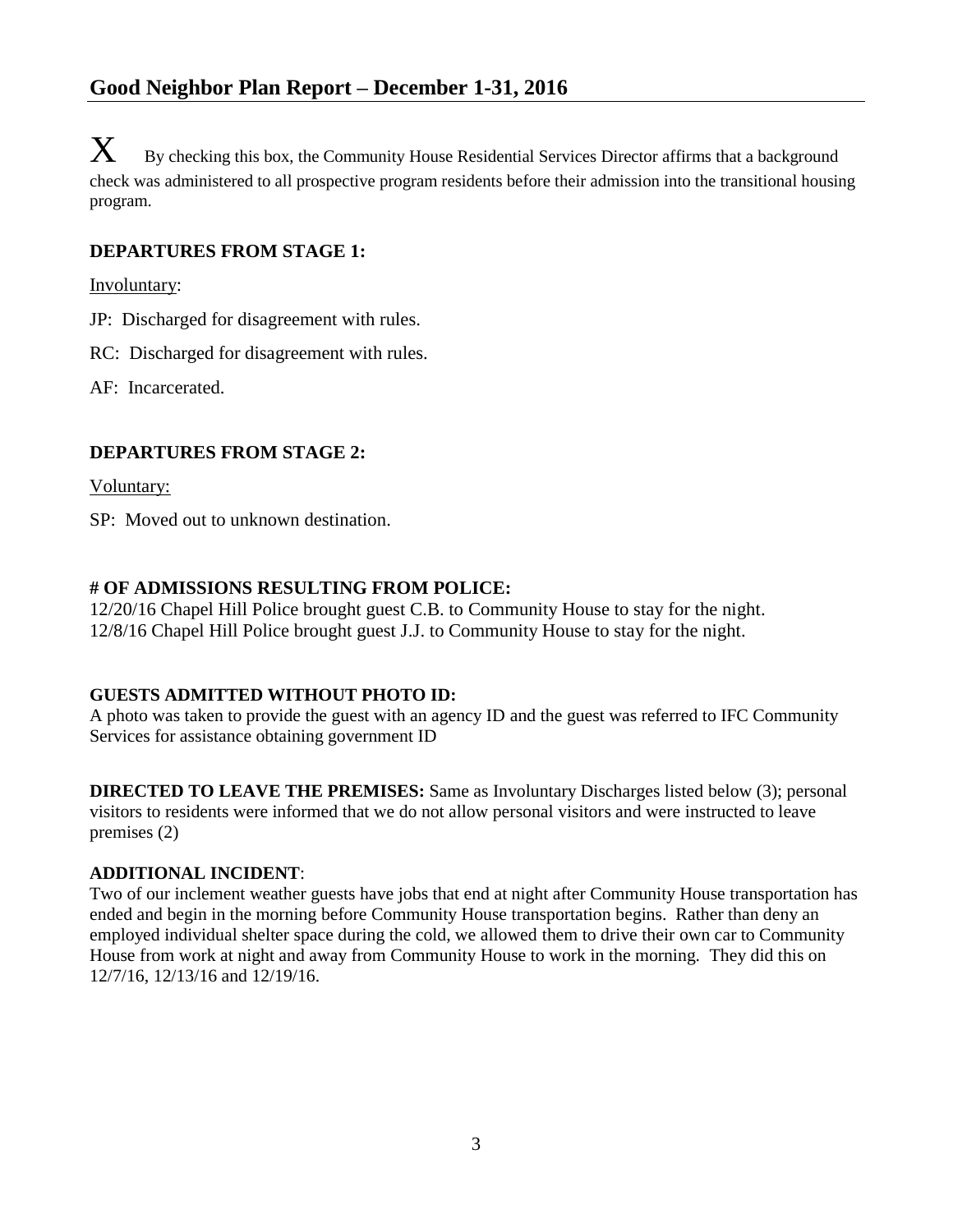## Good Neighbor Plan Report – December 1-31, 2016

X By checking this box, the Community House Residential Services Director affirms that a background check was administered to all prospective program residents before their admission into the transitional housing program.

**DEPARTURES FROM STAGE 1:**

Involuntary:

JP: Discharged for disagreement with rules.

RC: Discharged for disagreement with rules.

AF: Incarcerated.

**DEPARTURES FROM STAGE 2:**

Voluntary:

SP: Moved out to unknown destination.

**# OF ADMISSIONS RESULTING FROM POLICE:**

12/20/16 Chapel Hill Police brought guest C.B. to Community House to stay for the night.
12/8/16 Chapel Hill Police brought guest J.J. to Community House to stay for the night.

**GUESTS ADMITTED WITHOUT PHOTO ID:**

A photo was taken to provide the guest with an agency ID and the guest was referred to IFC Community Services for assistance obtaining government ID

**DIRECTED TO LEAVE THE PREMISES:** Same as Involuntary Discharges listed below (3); personal visitors to residents were informed that we do not allow personal visitors and were instructed to leave premises (2)

**ADDITIONAL INCIDENT**:

Two of our inclement weather guests have jobs that end at night after Community House transportation has ended and begin in the morning before Community House transportation begins. Rather than deny an employed individual shelter space during the cold, we allowed them to drive their own car to Community House from work at night and away from Community House to work in the morning. They did this on 12/7/16, 12/13/16 and 12/19/16.